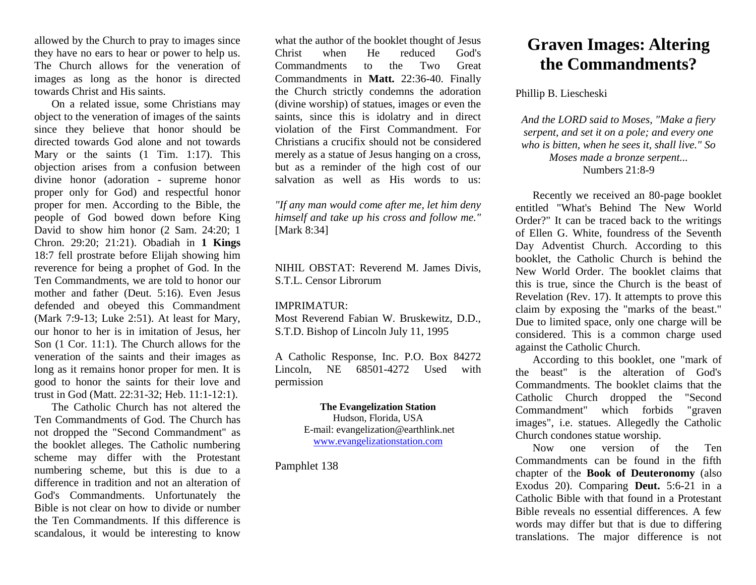allowed by the Church to pray to images since they have no ears to hear or power to help us. The Church allows for the veneration of images as long as the honor is directed towards Christ and His saints.

On a related issue, some Christians may object to the veneration of images of the saints since they believe that honor should be directed towards God alone and not towards Mary or the saints (1 Tim. 1:17). This objection arises from a confusion between divine honor (adoration - supreme honor proper only for God) and respectful honor proper for men. According to the Bible, the people of God bowed down before King David to show him honor (2 Sam. 24:20; 1 Chron. 29:20; 21:21). Obadiah in **1 Kings** 18:7 fell prostrate before Elijah showing him reverence for being a prophet of God. In the Ten Commandments, we are told to honor our mother and father (Deut. 5:16). Even Jesus defended and obeyed this Commandment (Mark 7:9-13; Luke 2:51). At least for Mary, our honor to her is in imitation of Jesus, her Son (1 Cor. 11:1). The Church allows for the veneration of the saints and their images as long as it remains honor proper for men. It is good to honor the saints for their love and trust in God (Matt. 22:31-32; Heb. 11:1-12:1).

The Catholic Church has not altered the Ten Commandments of God. The Church has not dropped the "Second Commandment" as the booklet alleges. The Catholic numbering scheme may differ with the Protestant numbering scheme, but this is due to a difference in tradition and not an alteration of God's Commandments. Unfortunately the Bible is not clear on how to divide or number the Ten Commandments. If this difference is scandalous, it would be interesting to know what the author of the booklet thought of Jesus Christ when He reduced God's Commandments to the Two Great Commandments in **Matt.** 22:36-40. Finally the Church strictly condemns the adoration (divine worship) of statues, images or even the saints, since this is idolatry and in direct violation of the First Commandment. For Christians a crucifix should not be considered merely as a statue of Jesus hanging on a cross, but as a reminder of the high cost of our salvation as well as His words to us:

*"If any man would come after me, let him deny himself and take up his cross and follow me."* [Mark 8:34]

NIHIL OBSTAT: Reverend M. James Divis, S.T.L. Censor Librorum

IMPRIMATUR:
Most Reverend Fabian W. Bruskewitz, D.D., S.T.D. Bishop of Lincoln July 11, 1995

A Catholic Response, Inc. P.O. Box 84272 Lincoln, NE 68501-4272 Used with permission

**The Evangelization Station**
Hudson, Florida, USA
E-mail: evangelization@earthlink.net
www.evangelizationstation.com

Pamphlet 138

# Graven Images: Altering the Commandments?

Phillip B. Liescheski

*And the LORD said to Moses, "Make a fiery serpent, and set it on a pole; and every one who is bitten, when he sees it, shall live." So Moses made a bronze serpent...*
Numbers 21:8-9

Recently we received an 80-page booklet entitled "What's Behind The New World Order?" It can be traced back to the writings of Ellen G. White, foundress of the Seventh Day Adventist Church. According to this booklet, the Catholic Church is behind the New World Order. The booklet claims that this is true, since the Church is the beast of Revelation (Rev. 17). It attempts to prove this claim by exposing the "marks of the beast." Due to limited space, only one charge will be considered. This is a common charge used against the Catholic Church.

According to this booklet, one "mark of the beast" is the alteration of God's Commandments. The booklet claims that the Catholic Church dropped the "Second Commandment" which forbids "graven images", i.e. statues. Allegedly the Catholic Church condones statue worship.

Now one version of the Ten Commandments can be found in the fifth chapter of the **Book of Deuteronomy** (also Exodus 20). Comparing **Deut.** 5:6-21 in a Catholic Bible with that found in a Protestant Bible reveals no essential differences. A few words may differ but that is due to differing translations. The major difference is not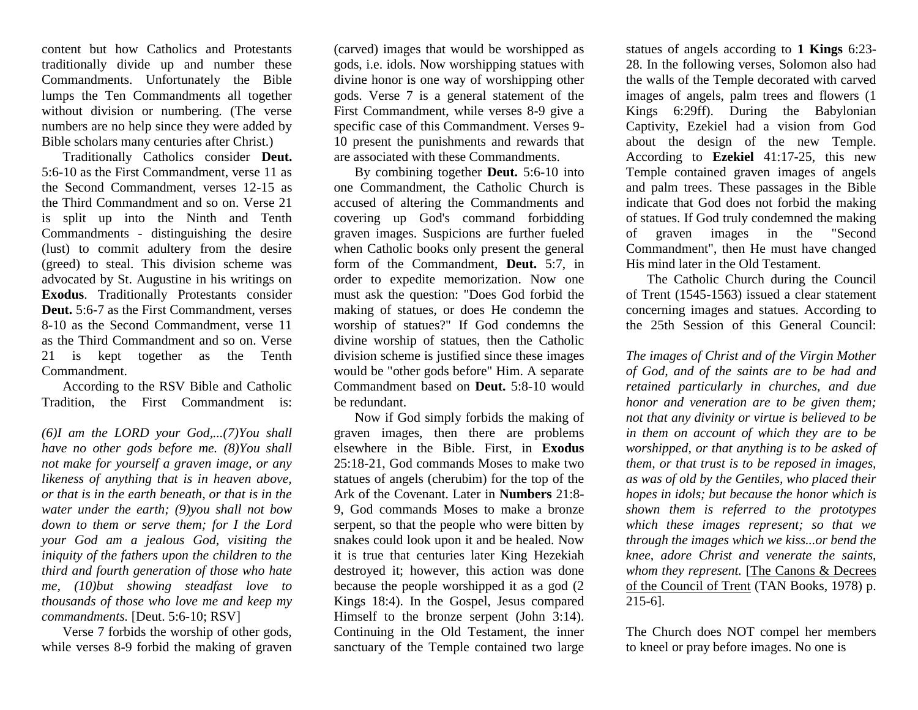content but how Catholics and Protestants traditionally divide up and number these Commandments. Unfortunately the Bible lumps the Ten Commandments all together without division or numbering. (The verse numbers are no help since they were added by Bible scholars many centuries after Christ.)

Traditionally Catholics consider **Deut.** 5:6-10 as the First Commandment, verse 11 as the Second Commandment, verses 12-15 as the Third Commandment and so on. Verse 21 is split up into the Ninth and Tenth Commandments - distinguishing the desire (lust) to commit adultery from the desire (greed) to steal. This division scheme was advocated by St. Augustine in his writings on **Exodus**. Traditionally Protestants consider **Deut.** 5:6-7 as the First Commandment, verses 8-10 as the Second Commandment, verse 11 as the Third Commandment and so on. Verse 21 is kept together as the Tenth Commandment.

According to the RSV Bible and Catholic Tradition, the First Commandment is:

*(6)I am the LORD your God,...(7)You shall have no other gods before me. (8)You shall not make for yourself a graven image, or any likeness of anything that is in heaven above, or that is in the earth beneath, or that is in the water under the earth; (9)you shall not bow down to them or serve them; for I the Lord your God am a jealous God, visiting the iniquity of the fathers upon the children to the third and fourth generation of those who hate me, (10)but showing steadfast love to thousands of those who love me and keep my commandments.* [Deut. 5:6-10; RSV]

Verse 7 forbids the worship of other gods, while verses 8-9 forbid the making of graven (carved) images that would be worshipped as gods, i.e. idols. Now worshipping statues with divine honor is one way of worshipping other gods. Verse 7 is a general statement of the First Commandment, while verses 8-9 give a specific case of this Commandment. Verses 9-10 present the punishments and rewards that are associated with these Commandments.

By combining together **Deut.** 5:6-10 into one Commandment, the Catholic Church is accused of altering the Commandments and covering up God's command forbidding graven images. Suspicions are further fueled when Catholic books only present the general form of the Commandment, **Deut.** 5:7, in order to expedite memorization. Now one must ask the question: "Does God forbid the making of statues, or does He condemn the worship of statues?" If God condemns the divine worship of statues, then the Catholic division scheme is justified since these images would be "other gods before" Him. A separate Commandment based on **Deut.** 5:8-10 would be redundant.

Now if God simply forbids the making of graven images, then there are problems elsewhere in the Bible. First, in **Exodus** 25:18-21, God commands Moses to make two statues of angels (cherubim) for the top of the Ark of the Covenant. Later in **Numbers** 21:8-9, God commands Moses to make a bronze serpent, so that the people who were bitten by snakes could look upon it and be healed. Now it is true that centuries later King Hezekiah destroyed it; however, this action was done because the people worshipped it as a god (2 Kings 18:4). In the Gospel, Jesus compared Himself to the bronze serpent (John 3:14). Continuing in the Old Testament, the inner sanctuary of the Temple contained two large statues of angels according to **1 Kings** 6:23-28. In the following verses, Solomon also had the walls of the Temple decorated with carved images of angels, palm trees and flowers (1 Kings 6:29ff). During the Babylonian Captivity, Ezekiel had a vision from God about the design of the new Temple. According to **Ezekiel** 41:17-25, this new Temple contained graven images of angels and palm trees. These passages in the Bible indicate that God does not forbid the making of statues. If God truly condemned the making of graven images in the "Second Commandment", then He must have changed His mind later in the Old Testament.

The Catholic Church during the Council of Trent (1545-1563) issued a clear statement concerning images and statues. According to the 25th Session of this General Council:

*The images of Christ and of the Virgin Mother of God, and of the saints are to be had and retained particularly in churches, and due honor and veneration are to be given them; not that any divinity or virtue is believed to be in them on account of which they are to be worshipped, or that anything is to be asked of them, or that trust is to be reposed in images, as was of old by the Gentiles, who placed their hopes in idols; but because the honor which is shown them is referred to the prototypes which these images represent; so that we through the images which we kiss...or bend the knee, adore Christ and venerate the saints, whom they represent.* [The Canons & Decrees of the Council of Trent (TAN Books, 1978) p. 215-6].

The Church does NOT compel her members to kneel or pray before images. No one is